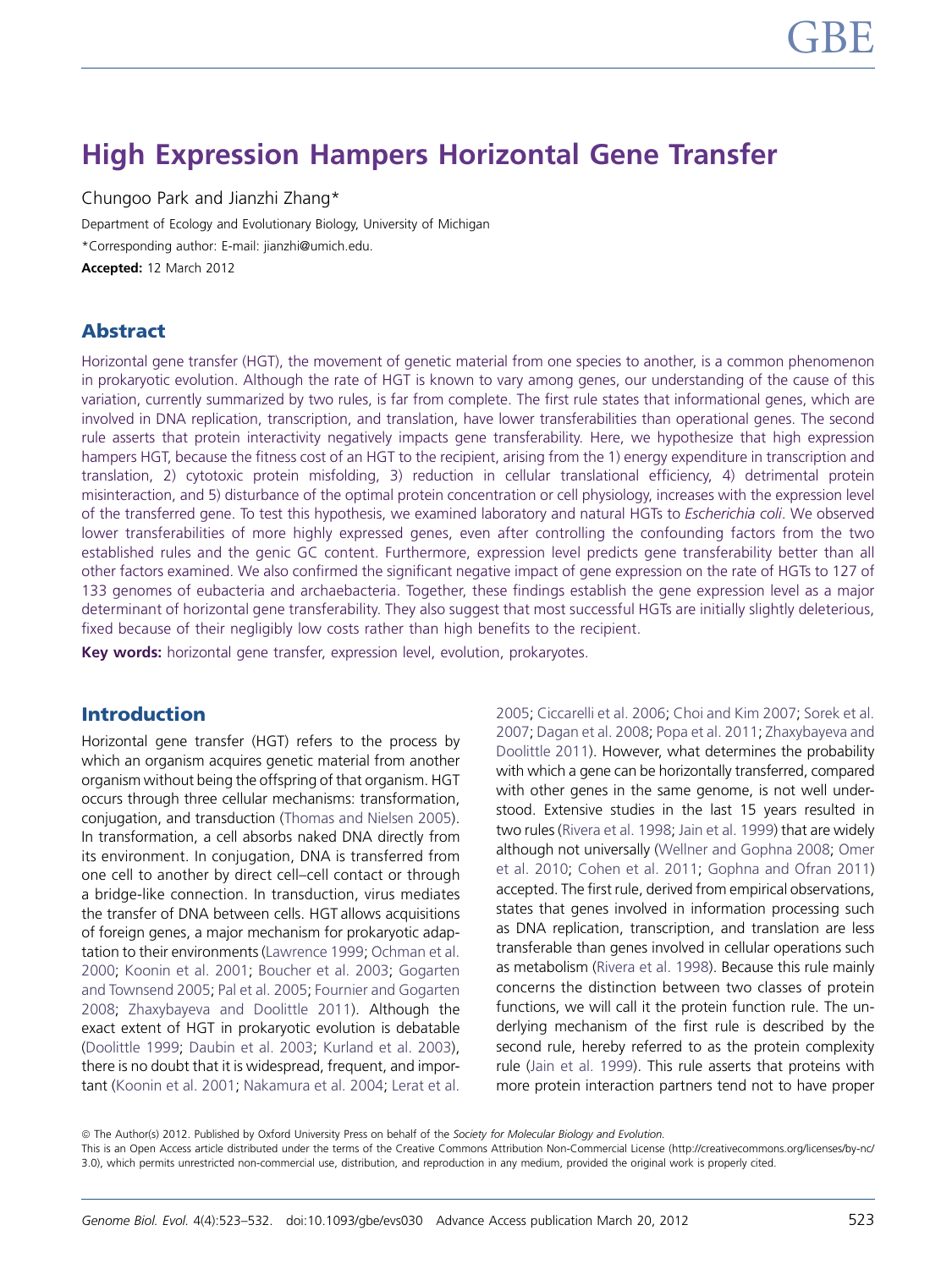# High Expression Hampers Horizontal Gene Transfer

Chungoo Park and Jianzhi Zhang*

Department of Ecology and Evolutionary Biology, University of Michigan

*Corresponding author: E-mail: jianzhi@umich.edu.

**Accepted:** 12 March 2012

## Abstract

Horizontal gene transfer (HGT), the movement of genetic material from one species to another, is a common phenomenon in prokaryotic evolution. Although the rate of HGT is known to vary among genes, our understanding of the cause of this variation, currently summarized by two rules, is far from complete. The first rule states that informational genes, which are involved in DNA replication, transcription, and translation, have lower transferabilities than operational genes. The second rule asserts that protein interactivity negatively impacts gene transferability. Here, we hypothesize that high expression hampers HGT, because the fitness cost of an HGT to the recipient, arising from the 1) energy expenditure in transcription and translation, 2) cytotoxic protein misfolding, 3) reduction in cellular translational efficiency, 4) detrimental protein misinteraction, and 5) disturbance of the optimal protein concentration or cell physiology, increases with the expression level of the transferred gene. To test this hypothesis, we examined laboratory and natural HGTs to *Escherichia coli*. We observed lower transferabilities of more highly expressed genes, even after controlling the confounding factors from the two established rules and the genic GC content. Furthermore, expression level predicts gene transferability better than all other factors examined. We also confirmed the significant negative impact of gene expression on the rate of HGTs to 127 of 133 genomes of eubacteria and archaebacteria. Together, these findings establish the gene expression level as a major determinant of horizontal gene transferability. They also suggest that most successful HGTs are initially slightly deleterious, fixed because of their negligibly low costs rather than high benefits to the recipient.

**Key words:** horizontal gene transfer, expression level, evolution, prokaryotes.

## Introduction

Horizontal gene transfer (HGT) refers to the process by which an organism acquires genetic material from another organism without being the offspring of that organism. HGT occurs through three cellular mechanisms: transformation, conjugation, and transduction (Thomas and Nielsen 2005). In transformation, a cell absorbs naked DNA directly from its environment. In conjugation, DNA is transferred from one cell to another by direct cell–cell contact or through a bridge-like connection. In transduction, virus mediates the transfer of DNA between cells. HGT allows acquisitions of foreign genes, a major mechanism for prokaryotic adaptation to their environments (Lawrence 1999; Ochman et al. 2000; Koonin et al. 2001; Boucher et al. 2003; Gogarten and Townsend 2005; Pal et al. 2005; Fournier and Gogarten 2008; Zhaxybayeva and Doolittle 2011). Although the exact extent of HGT in prokaryotic evolution is debatable (Doolittle 1999; Daubin et al. 2003; Kurland et al. 2003), there is no doubt that it is widespread, frequent, and important (Koonin et al. 2001; Nakamura et al. 2004; Lerat et al. 2005; Ciccarelli et al. 2006; Choi and Kim 2007; Sorek et al. 2007; Dagan et al. 2008; Popa et al. 2011; Zhaxybayeva and Doolittle 2011). However, what determines the probability with which a gene can be horizontally transferred, compared with other genes in the same genome, is not well understood. Extensive studies in the last 15 years resulted in two rules (Rivera et al. 1998; Jain et al. 1999) that are widely although not universally (Wellner and Gophna 2008; Omer et al. 2010; Cohen et al. 2011; Gophna and Ofran 2011) accepted. The first rule, derived from empirical observations, states that genes involved in information processing such as DNA replication, transcription, and translation are less transferable than genes involved in cellular operations such as metabolism (Rivera et al. 1998). Because this rule mainly concerns the distinction between two classes of protein functions, we will call it the protein function rule. The underlying mechanism of the first rule is described by the second rule, hereby referred to as the protein complexity rule (Jain et al. 1999). This rule asserts that proteins with more protein interaction partners tend not to have proper

© The Author(s) 2012. Published by Oxford University Press on behalf of the *Society for Molecular Biology and Evolution*.

This is an Open Access article distributed under the terms of the Creative Commons Attribution Non-Commercial License (http://creativecommons.org/licenses/by-nc/3.0), which permits unrestricted non-commercial use, distribution, and reproduction in any medium, provided the original work is properly cited.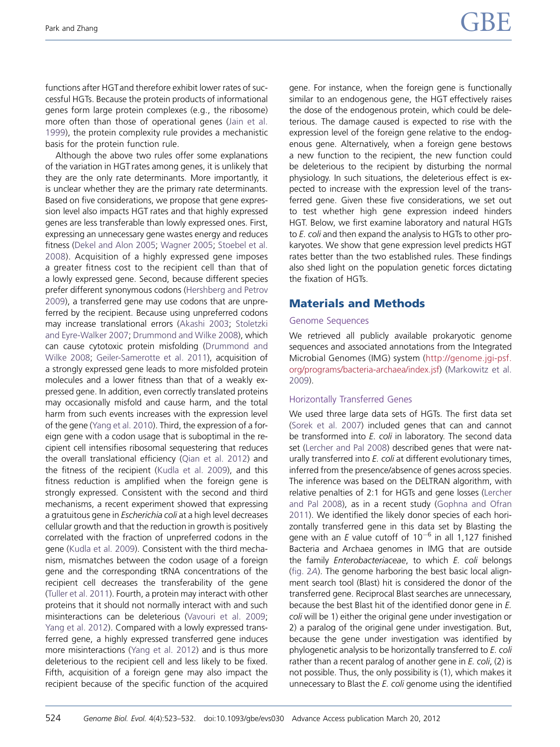functions after HGT and therefore exhibit lower rates of successful HGTs. Because the protein products of informational genes form large protein complexes (e.g., the ribosome) more often than those of operational genes (Jain et al. 1999), the protein complexity rule provides a mechanistic basis for the protein function rule.

Although the above two rules offer some explanations of the variation in HGT rates among genes, it is unlikely that they are the only rate determinants. More importantly, it is unclear whether they are the primary rate determinants. Based on five considerations, we propose that gene expression level also impacts HGT rates and that highly expressed genes are less transferable than lowly expressed ones. First, expressing an unnecessary gene wastes energy and reduces fitness (Dekel and Alon 2005; Wagner 2005; Stoebel et al. 2008). Acquisition of a highly expressed gene imposes a greater fitness cost to the recipient cell than that of a lowly expressed gene. Second, because different species prefer different synonymous codons (Hershberg and Petrov 2009), a transferred gene may use codons that are unpreferred by the recipient. Because using unpreferred codons may increase translational errors (Akashi 2003; Stoletzki and Eyre-Walker 2007; Drummond and Wilke 2008), which can cause cytotoxic protein misfolding (Drummond and Wilke 2008; Geiler-Samerotte et al. 2011), acquisition of a strongly expressed gene leads to more misfolded protein molecules and a lower fitness than that of a weakly expressed gene. In addition, even correctly translated proteins may occasionally misfold and cause harm, and the total harm from such events increases with the expression level of the gene (Yang et al. 2010). Third, the expression of a foreign gene with a codon usage that is suboptimal in the recipient cell intensifies ribosomal sequestering that reduces the overall translational efficiency (Qian et al. 2012) and the fitness of the recipient (Kudla et al. 2009), and this fitness reduction is amplified when the foreign gene is strongly expressed. Consistent with the second and third mechanisms, a recent experiment showed that expressing a gratuitous gene in *Escherichia coli* at a high level decreases cellular growth and that the reduction in growth is positively correlated with the fraction of unpreferred codons in the gene (Kudla et al. 2009). Consistent with the third mechanism, mismatches between the codon usage of a foreign gene and the corresponding tRNA concentrations of the recipient cell decreases the transferability of the gene (Tuller et al. 2011). Fourth, a protein may interact with other proteins that it should not normally interact with and such misinteractions can be deleterious (Vavouri et al. 2009; Yang et al. 2012). Compared with a lowly expressed transferred gene, a highly expressed transferred gene induces more misinteractions (Yang et al. 2012) and is thus more deleterious to the recipient cell and less likely to be fixed. Fifth, acquisition of a foreign gene may also impact the recipient because of the specific function of the acquired gene. For instance, when the foreign gene is functionally similar to an endogenous gene, the HGT effectively raises the dose of the endogenous protein, which could be deleterious. The damage caused is expected to rise with the expression level of the foreign gene relative to the endogenous gene. Alternatively, when a foreign gene bestows a new function to the recipient, the new function could be deleterious to the recipient by disturbing the normal physiology. In such situations, the deleterious effect is expected to increase with the expression level of the transferred gene. Given these five considerations, we set out to test whether high gene expression indeed hinders HGT. Below, we first examine laboratory and natural HGTs to *E. coli* and then expand the analysis to HGTs to other prokaryotes. We show that gene expression level predicts HGT rates better than the two established rules. These findings also shed light on the population genetic forces dictating the fixation of HGTs.

## Materials and Methods

### Genome Sequences

We retrieved all publicly available prokaryotic genome sequences and associated annotations from the Integrated Microbial Genomes (IMG) system (http://genome.jgi-psf.org/programs/bacteria-archaea/index.jsf) (Markowitz et al. 2009).

### Horizontally Transferred Genes

We used three large data sets of HGTs. The first data set (Sorek et al. 2007) included genes that can and cannot be transformed into *E. coli* in laboratory. The second data set (Lercher and Pal 2008) described genes that were naturally transferred into *E. coli* at different evolutionary times, inferred from the presence/absence of genes across species. The inference was based on the DELTRAN algorithm, with relative penalties of 2:1 for HGTs and gene losses (Lercher and Pal 2008), as in a recent study (Gophna and Ofran 2011). We identified the likely donor species of each horizontally transferred gene in this data set by Blasting the gene with an *E* value cutoff of $10^{-6}$ in all 1,127 finished Bacteria and Archaea genomes in IMG that are outside the family *Enterobacteriaceae*, to which *E. coli* belongs (fig. 2*A*). The genome harboring the best basic local alignment search tool (Blast) hit is considered the donor of the transferred gene. Reciprocal Blast searches are unnecessary, because the best Blast hit of the identified donor gene in *E. coli* will be 1) either the original gene under investigation or 2) a paralog of the original gene under investigation. But, because the gene under investigation was identified by phylogenetic analysis to be horizontally transferred to *E. coli* rather than a recent paralog of another gene in *E. coli*, (2) is not possible. Thus, the only possibility is (1), which makes it unnecessary to Blast the *E. coli* genome using the identified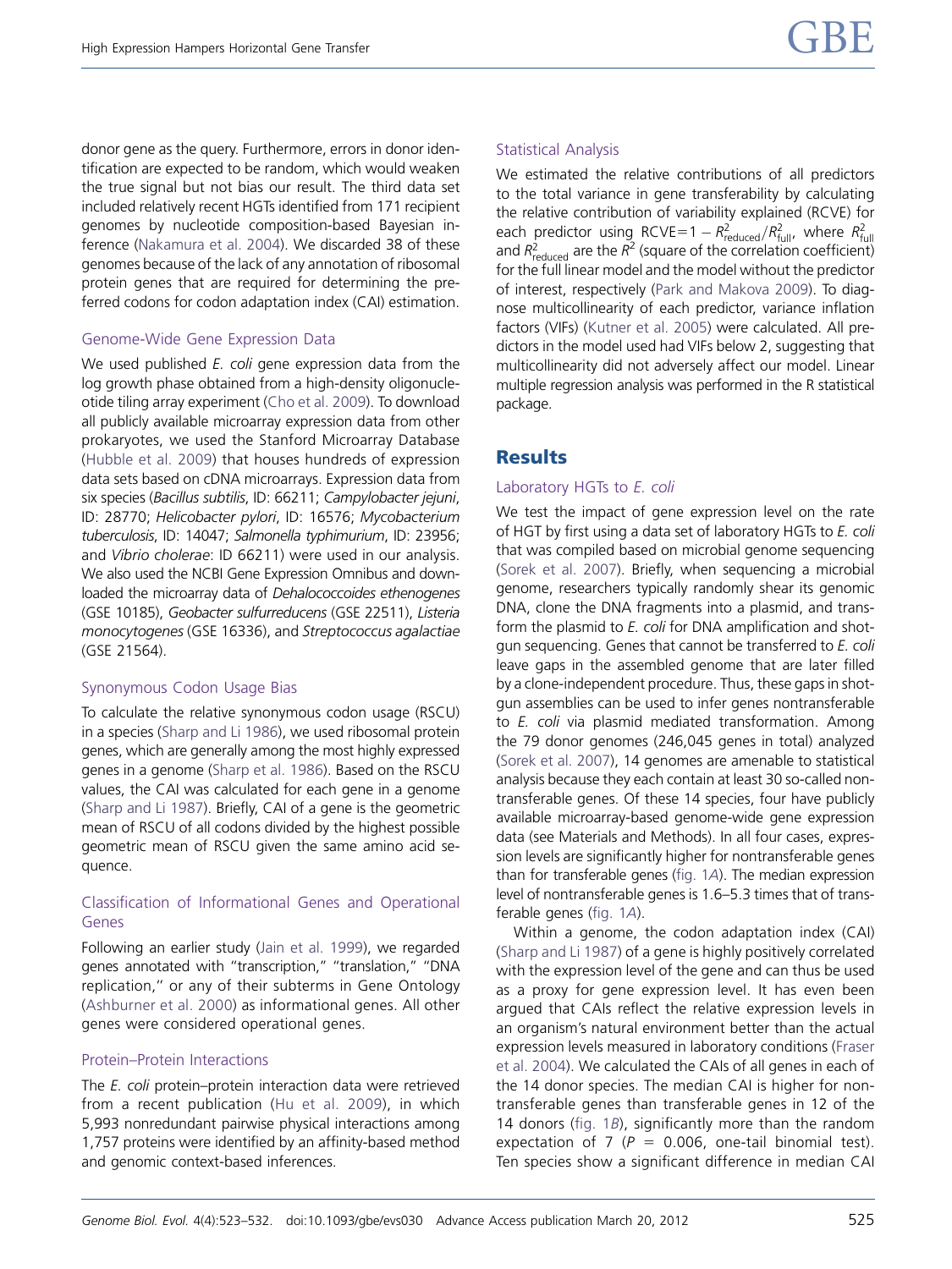donor gene as the query. Furthermore, errors in donor identification are expected to be random, which would weaken the true signal but not bias our result. The third data set included relatively recent HGTs identified from 171 recipient genomes by nucleotide composition-based Bayesian inference (Nakamura et al. 2004). We discarded 38 of these genomes because of the lack of any annotation of ribosomal protein genes that are required for determining the preferred codons for codon adaptation index (CAI) estimation.

### Genome-Wide Gene Expression Data

We used published *E. coli* gene expression data from the log growth phase obtained from a high-density oligonucleotide tiling array experiment (Cho et al. 2009). To download all publicly available microarray expression data from other prokaryotes, we used the Stanford Microarray Database (Hubble et al. 2009) that houses hundreds of expression data sets based on cDNA microarrays. Expression data from six species (*Bacillus subtilis*, ID: 66211; *Campylobacter jejuni*, ID: 28770; *Helicobacter pylori*, ID: 16576; *Mycobacterium tuberculosis*, ID: 14047; *Salmonella typhimurium*, ID: 23956; and *Vibrio cholerae*: ID 66211) were used in our analysis. We also used the NCBI Gene Expression Omnibus and downloaded the microarray data of *Dehalococcoides ethenogenes* (GSE 10185), *Geobacter sulfurreducens* (GSE 22511), *Listeria monocytogenes* (GSE 16336), and *Streptococcus agalactiae* (GSE 21564).

### Synonymous Codon Usage Bias

To calculate the relative synonymous codon usage (RSCU) in a species (Sharp and Li 1986), we used ribosomal protein genes, which are generally among the most highly expressed genes in a genome (Sharp et al. 1986). Based on the RSCU values, the CAI was calculated for each gene in a genome (Sharp and Li 1987). Briefly, CAI of a gene is the geometric mean of RSCU of all codons divided by the highest possible geometric mean of RSCU given the same amino acid sequence.

### Classification of Informational Genes and Operational Genes

Following an earlier study (Jain et al. 1999), we regarded genes annotated with "transcription," "translation," "DNA replication," or any of their subterms in Gene Ontology (Ashburner et al. 2000) as informational genes. All other genes were considered operational genes.

### Protein–Protein Interactions

The *E. coli* protein–protein interaction data were retrieved from a recent publication (Hu et al. 2009), in which 5,993 nonredundant pairwise physical interactions among 1,757 proteins were identified by an affinity-based method and genomic context-based inferences.

### Statistical Analysis

We estimated the relative contributions of all predictors to the total variance in gene transferability by calculating the relative contribution of variability explained (RCVE) for each predictor using $\mathrm{RCVE} = 1 - R^2_{\mathrm{reduced}}/R^2_{\mathrm{full}}$, where $R^2_{\mathrm{full}}$ and $R^2_{\mathrm{reduced}}$ are the $R^2$ (square of the correlation coefficient) for the full linear model and the model without the predictor of interest, respectively (Park and Makova 2009). To diagnose multicollinearity of each predictor, variance inflation factors (VIFs) (Kutner et al. 2005) were calculated. All predictors in the model used had VIFs below 2, suggesting that multicollinearity did not adversely affect our model. Linear multiple regression analysis was performed in the R statistical package.

## Results

### Laboratory HGTs to *E. coli*

We test the impact of gene expression level on the rate of HGT by first using a data set of laboratory HGTs to *E. coli* that was compiled based on microbial genome sequencing (Sorek et al. 2007). Briefly, when sequencing a microbial genome, researchers typically randomly shear its genomic DNA, clone the DNA fragments into a plasmid, and transform the plasmid to *E. coli* for DNA amplification and shotgun sequencing. Genes that cannot be transferred to *E. coli* leave gaps in the assembled genome that are later filled by a clone-independent procedure. Thus, these gaps in shotgun assemblies can be used to infer genes nontransferable to *E. coli* via plasmid mediated transformation. Among the 79 donor genomes (246,045 genes in total) analyzed (Sorek et al. 2007), 14 genomes are amenable to statistical analysis because they each contain at least 30 so-called nontransferable genes. Of these 14 species, four have publicly available microarray-based genome-wide gene expression data (see Materials and Methods). In all four cases, expression levels are significantly higher for nontransferable genes than for transferable genes (fig. 1*A*). The median expression level of nontransferable genes is 1.6–5.3 times that of transferable genes (fig. 1*A*).

Within a genome, the codon adaptation index (CAI) (Sharp and Li 1987) of a gene is highly positively correlated with the expression level of the gene and can thus be used as a proxy for gene expression level. It has even been argued that CAIs reflect the relative expression levels in an organism's natural environment better than the actual expression levels measured in laboratory conditions (Fraser et al. 2004). We calculated the CAIs of all genes in each of the 14 donor species. The median CAI is higher for nontransferable genes than transferable genes in 12 of the 14 donors (fig. 1*B*), significantly more than the random expectation of 7 ($P$ = 0.006, one-tail binomial test). Ten species show a significant difference in median CAI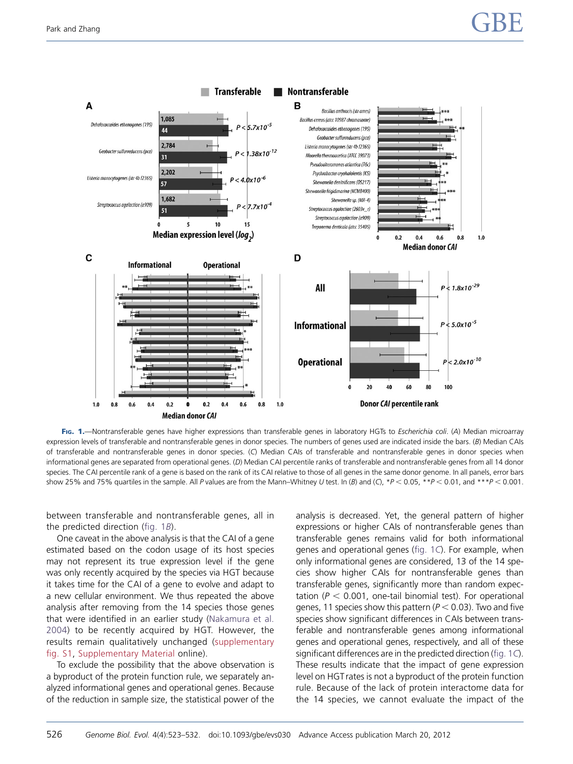**Fig. 1.**—Nontransferable genes have higher expressions than transferable genes in laboratory HGTs to *Escherichia coli*. (*A*) Median microarray expression levels of transferable and nontransferable genes in donor species. The numbers of genes used are indicated inside the bars. (*B*) Median CAIs of transferable and nontransferable genes in donor species. (*C*) Median CAIs of transferable and nontransferable genes in donor species when informational genes are separated from operational genes. (*D*) Median CAI percentile ranks of transferable and nontransferable genes from all 14 donor species. The CAI percentile rank of a gene is based on the rank of its CAI relative to those of all genes in the same donor genome. In all panels, error bars show 25% and 75% quartiles in the sample. All *P* values are from the Mann–Whitney *U* test. In (*B*) and (*C*), \**P* < 0.05, \*\**P* < 0.01, and \*\*\**P* < 0.001.

between transferable and nontransferable genes, all in the predicted direction (fig. 1*B*).

One caveat in the above analysis is that the CAI of a gene estimated based on the codon usage of its host species may not represent its true expression level if the gene was only recently acquired by the species via HGT because it takes time for the CAI of a gene to evolve and adapt to a new cellular environment. We thus repeated the above analysis after removing from the 14 species those genes that were identified in an earlier study (Nakamura et al. 2004) to be recently acquired by HGT. However, the results remain qualitatively unchanged (supplementary fig. S1, Supplementary Material online).

To exclude the possibility that the above observation is a byproduct of the protein function rule, we separately analyzed informational genes and operational genes. Because of the reduction in sample size, the statistical power of the analysis is decreased. Yet, the general pattern of higher expressions or higher CAIs of nontransferable genes than transferable genes remains valid for both informational genes and operational genes (fig. 1*C*). For example, when only informational genes are considered, 13 of the 14 species show higher CAIs for nontransferable genes than transferable genes, significantly more than random expectation ($P < 0.001$, one-tail binomial test). For operational genes, 11 species show this pattern ($P < 0.03$). Two and five species show significant differences in CAIs between transferable and nontransferable genes among informational genes and operational genes, respectively, and all of these significant differences are in the predicted direction (fig. 1*C*). These results indicate that the impact of gene expression level on HGT rates is not a byproduct of the protein function rule. Because of the lack of protein interactome data for the 14 species, we cannot evaluate the impact of the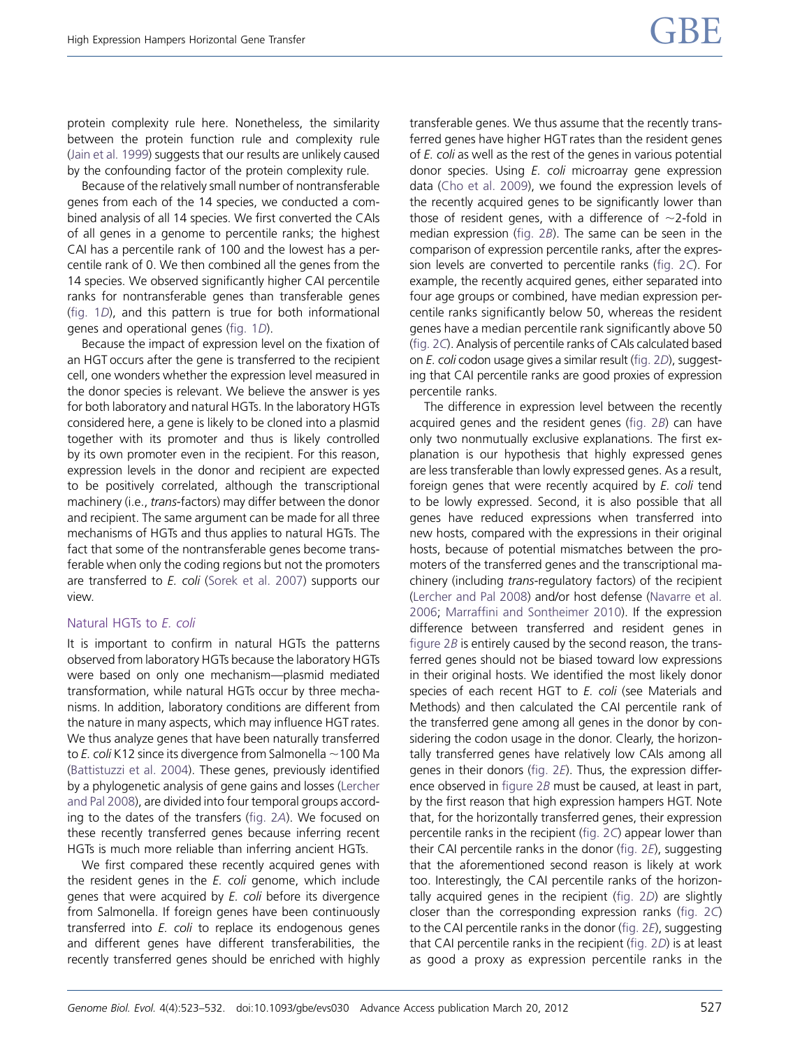protein complexity rule here. Nonetheless, the similarity between the protein function rule and complexity rule (Jain et al. 1999) suggests that our results are unlikely caused by the confounding factor of the protein complexity rule.

Because of the relatively small number of nontransferable genes from each of the 14 species, we conducted a combined analysis of all 14 species. We first converted the CAIs of all genes in a genome to percentile ranks; the highest CAI has a percentile rank of 100 and the lowest has a percentile rank of 0. We then combined all the genes from the 14 species. We observed significantly higher CAI percentile ranks for nontransferable genes than transferable genes (fig. 1*D*), and this pattern is true for both informational genes and operational genes (fig. 1*D*).

Because the impact of expression level on the fixation of an HGT occurs after the gene is transferred to the recipient cell, one wonders whether the expression level measured in the donor species is relevant. We believe the answer is yes for both laboratory and natural HGTs. In the laboratory HGTs considered here, a gene is likely to be cloned into a plasmid together with its promoter and thus is likely controlled by its own promoter even in the recipient. For this reason, expression levels in the donor and recipient are expected to be positively correlated, although the transcriptional machinery (i.e., *trans*-factors) may differ between the donor and recipient. The same argument can be made for all three mechanisms of HGTs and thus applies to natural HGTs. The fact that some of the nontransferable genes become transferable when only the coding regions but not the promoters are transferred to *E. coli* (Sorek et al. 2007) supports our view.

### Natural HGTs to *E. coli*

It is important to confirm in natural HGTs the patterns observed from laboratory HGTs because the laboratory HGTs were based on only one mechanism—plasmid mediated transformation, while natural HGTs occur by three mechanisms. In addition, laboratory conditions are different from the nature in many aspects, which may influence HGT rates. We thus analyze genes that have been naturally transferred to *E. coli* K12 since its divergence from Salmonella ~100 Ma (Battistuzzi et al. 2004). These genes, previously identified by a phylogenetic analysis of gene gains and losses (Lercher and Pal 2008), are divided into four temporal groups according to the dates of the transfers (fig. 2*A*). We focused on these recently transferred genes because inferring recent HGTs is much more reliable than inferring ancient HGTs.

We first compared these recently acquired genes with the resident genes in the *E. coli* genome, which include genes that were acquired by *E. coli* before its divergence from Salmonella. If foreign genes have been continuously transferred into *E. coli* to replace its endogenous genes and different genes have different transferabilities, the recently transferred genes should be enriched with highly transferable genes. We thus assume that the recently transferred genes have higher HGT rates than the resident genes of *E. coli* as well as the rest of the genes in various potential donor species. Using *E. coli* microarray gene expression data (Cho et al. 2009), we found the expression levels of the recently acquired genes to be significantly lower than those of resident genes, with a difference of ~2-fold in median expression (fig. 2*B*). The same can be seen in the comparison of expression percentile ranks, after the expression levels are converted to percentile ranks (fig. 2*C*). For example, the recently acquired genes, either separated into four age groups or combined, have median expression percentile ranks significantly below 50, whereas the resident genes have a median percentile rank significantly above 50 (fig. 2*C*). Analysis of percentile ranks of CAIs calculated based on *E. coli* codon usage gives a similar result (fig. 2*D*), suggesting that CAI percentile ranks are good proxies of expression percentile ranks.

The difference in expression level between the recently acquired genes and the resident genes (fig. 2*B*) can have only two nonmutually exclusive explanations. The first explanation is our hypothesis that highly expressed genes are less transferable than lowly expressed genes. As a result, foreign genes that were recently acquired by *E. coli* tend to be lowly expressed. Second, it is also possible that all genes have reduced expressions when transferred into new hosts, compared with the expressions in their original hosts, because of potential mismatches between the promoters of the transferred genes and the transcriptional machinery (including *trans*-regulatory factors) of the recipient (Lercher and Pal 2008) and/or host defense (Navarre et al. 2006; Marraffini and Sontheimer 2010). If the expression difference between transferred and resident genes in figure 2*B* is entirely caused by the second reason, the transferred genes should not be biased toward low expressions in their original hosts. We identified the most likely donor species of each recent HGT to *E. coli* (see Materials and Methods) and then calculated the CAI percentile rank of the transferred gene among all genes in the donor by considering the codon usage in the donor. Clearly, the horizontally transferred genes have relatively low CAIs among all genes in their donors (fig. 2*E*). Thus, the expression difference observed in figure 2*B* must be caused, at least in part, by the first reason that high expression hampers HGT. Note that, for the horizontally transferred genes, their expression percentile ranks in the recipient (fig. 2*C*) appear lower than their CAI percentile ranks in the donor (fig. 2*E*), suggesting that the aforementioned second reason is likely at work too. Interestingly, the CAI percentile ranks of the horizontally acquired genes in the recipient (fig. 2*D*) are slightly closer than the corresponding expression ranks (fig. 2*C*) to the CAI percentile ranks in the donor (fig. 2*E*), suggesting that CAI percentile ranks in the recipient (fig. 2*D*) is at least as good a proxy as expression percentile ranks in the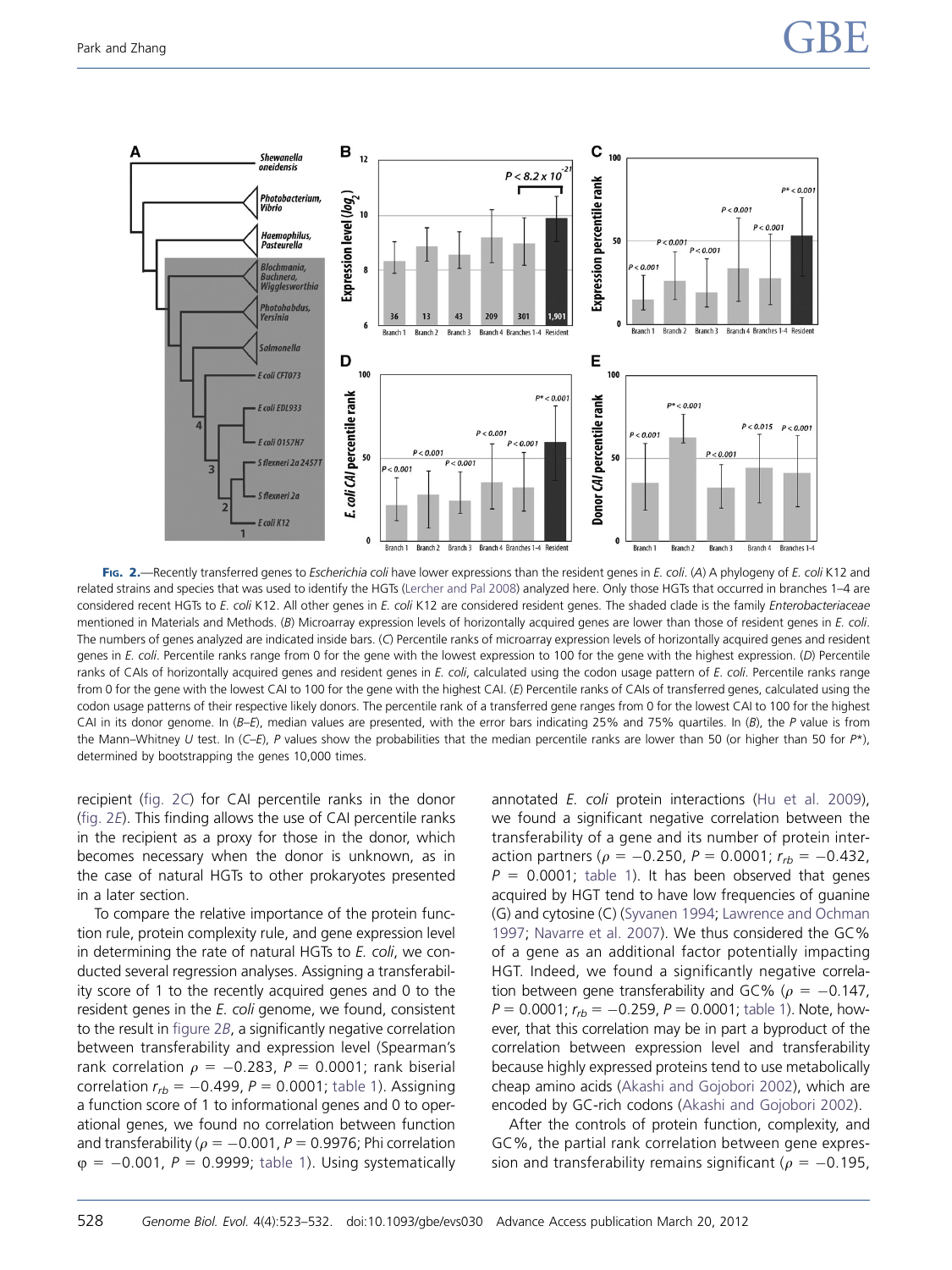**Fig. 2.**—Recently transferred genes to *Escherichia coli* have lower expressions than the resident genes in *E. coli*. (*A*) A phylogeny of *E. coli* K12 and related strains and species that was used to identify the HGTs (Lercher and Pal 2008) analyzed here. Only those HGTs that occurred in branches 1–4 are considered recent HGTs to *E. coli* K12. All other genes in *E. coli* K12 are considered resident genes. The shaded clade is the family *Enterobacteriaceae* mentioned in Materials and Methods. (*B*) Microarray expression levels of horizontally acquired genes are lower than those of resident genes in *E. coli*. The numbers of genes analyzed are indicated inside bars. (*C*) Percentile ranks of microarray expression levels of horizontally acquired genes and resident genes in *E. coli*. Percentile ranks range from 0 for the gene with the lowest expression to 100 for the gene with the highest expression. (*D*) Percentile ranks of CAIs of horizontally acquired genes and resident genes in *E. coli*, calculated using the codon usage pattern of *E. coli*. Percentile ranks range from 0 for the gene with the lowest CAI to 100 for the gene with the highest CAI. (*E*) Percentile ranks of CAIs of transferred genes, calculated using the codon usage patterns of their respective likely donors. The percentile rank of a transferred gene ranges from 0 for the lowest CAI to 100 for the highest CAI in its donor genome. In (*B*–*E*), median values are presented, with the error bars indicating 25% and 75% quartiles. In (*B*), the *P* value is from the Mann–Whitney *U* test. In (*C*–*E*), *P* values show the probabilities that the median percentile ranks are lower than 50 (or higher than 50 for $P^*$), determined by bootstrapping the genes 10,000 times.

recipient (fig. 2*C*) for CAI percentile ranks in the donor (fig. 2*E*). This finding allows the use of CAI percentile ranks in the recipient as a proxy for those in the donor, which becomes necessary when the donor is unknown, as in the case of natural HGTs to other prokaryotes presented in a later section.

To compare the relative importance of the protein function rule, protein complexity rule, and gene expression level in determining the rate of natural HGTs to *E. coli*, we conducted several regression analyses. Assigning a transferability score of 1 to the recently acquired genes and 0 to the resident genes in the *E. coli* genome, we found, consistent to the result in figure 2*B*, a significantly negative correlation between transferability and expression level (Spearman's rank correlation $\rho = -0.283$, $P = 0.0001$; rank biserial correlation $r_{rb} = -0.499$, $P = 0.0001$; table 1). Assigning a function score of 1 to informational genes and 0 to operational genes, we found no correlation between function and transferability ($\rho = -0.001$, $P = 0.9976$; Phi correlation $\varphi = -0.001$, $P = 0.9999$; table 1). Using systematically annotated *E. coli* protein interactions (Hu et al. 2009), we found a significant negative correlation between the transferability of a gene and its number of protein interaction partners ($\rho = -0.250$, $P = 0.0001$; $r_{rb} = -0.432$, $P = 0.0001$; table 1). It has been observed that genes acquired by HGT tend to have low frequencies of guanine (G) and cytosine (C) (Syvanen 1994; Lawrence and Ochman 1997; Navarre et al. 2007). We thus considered the GC% of a gene as an additional factor potentially impacting HGT. Indeed, we found a significantly negative correlation between gene transferability and GC% ($\rho = -0.147$, $P = 0.0001$; $r_{rb} = -0.259$, $P = 0.0001$; table 1). Note, however, that this correlation may be in part a byproduct of the correlation between expression level and transferability because highly expressed proteins tend to use metabolically cheap amino acids (Akashi and Gojobori 2002), which are encoded by GC-rich codons (Akashi and Gojobori 2002).

After the controls of protein function, complexity, and GC%, the partial rank correlation between gene expression and transferability remains significant ($\rho = -0.195$,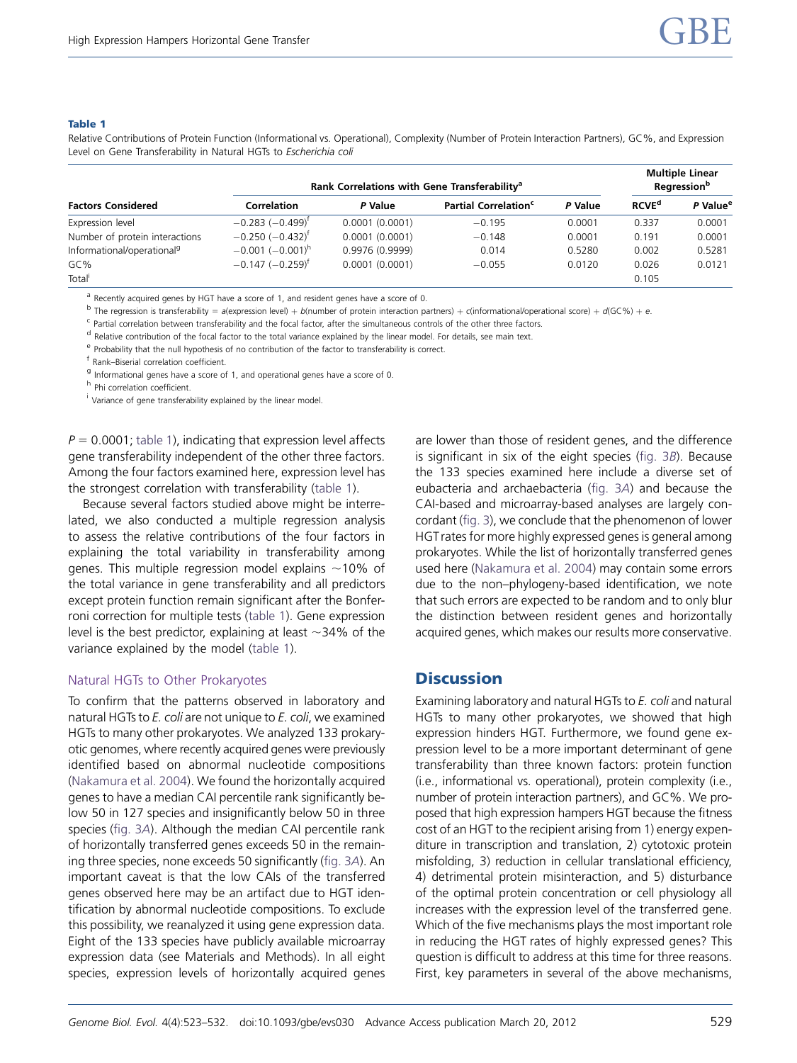**Table 1**

Relative Contributions of Protein Function (Informational vs. Operational), Complexity (Number of Protein Interaction Partners), GC%, and Expression Level on Gene Transferability in Natural HGTs to *Escherichia coli*

| Factors Considered | Rank Correlations with Gene Transferability[a] | | | | Multiple Linear Regression[b] | |
|---|---|---|---|---|---|---|
| | Correlation | *P* Value | Partial Correlation[c] | *P* Value | RCVE[d] | *P* Value[e] |
| Expression level | −0.283 (−0.499)[f] | 0.0001 (0.0001) | −0.195 | 0.0001 | 0.337 | 0.0001 |
| Number of protein interactions | −0.250 (−0.432)[f] | 0.0001 (0.0001) | −0.148 | 0.0001 | 0.191 | 0.0001 |
| Informational/operational[g] | −0.001 (−0.001)[h] | 0.9976 (0.9999) | 0.014 | 0.5280 | 0.002 | 0.5281 |
| GC% | −0.147 (−0.259)[f] | 0.0001 (0.0001) | −0.055 | 0.0120 | 0.026 | 0.0121 |
| Total[i] | | | | | 0.105 | |

[a] Recently acquired genes by HGT have a score of 1, and resident genes have a score of 0.

[b] The regression is transferability = *a*(expression level) + *b*(number of protein interaction partners) + *c*(informational/operational score) + *d*(GC%) + *e*.

[c] Partial correlation between transferability and the focal factor, after the simultaneous controls of the other three factors.

[d] Relative contribution of the focal factor to the total variance explained by the linear model. For details, see main text.

[e] Probability that the null hypothesis of no contribution of the factor to transferability is correct.

[f] Rank–Biserial correlation coefficient.

[g] Informational genes have a score of 1, and operational genes have a score of 0.

[h] Phi correlation coefficient.

[i] Variance of gene transferability explained by the linear model.

$P = 0.0001$; table 1), indicating that expression level affects gene transferability independent of the other three factors. Among the four factors examined here, expression level has the strongest correlation with transferability (table 1).

Because several factors studied above might be interrelated, we also conducted a multiple regression analysis to assess the relative contributions of the four factors in explaining the total variability in transferability among genes. This multiple regression model explains ~10% of the total variance in gene transferability and all predictors except protein function remain significant after the Bonferroni correction for multiple tests (table 1). Gene expression level is the best predictor, explaining at least ~34% of the variance explained by the model (table 1).

### Natural HGTs to Other Prokaryotes

To confirm that the patterns observed in laboratory and natural HGTs to *E. coli* are not unique to *E. coli*, we examined HGTs to many other prokaryotes. We analyzed 133 prokaryotic genomes, where recently acquired genes were previously identified based on abnormal nucleotide compositions (Nakamura et al. 2004). We found the horizontally acquired genes to have a median CAI percentile rank significantly below 50 in 127 species and insignificantly below 50 in three species (fig. 3*A*). Although the median CAI percentile rank of horizontally transferred genes exceeds 50 in the remaining three species, none exceeds 50 significantly (fig. 3*A*). An important caveat is that the low CAIs of the transferred genes observed here may be an artifact due to HGT identification by abnormal nucleotide compositions. To exclude this possibility, we reanalyzed it using gene expression data. Eight of the 133 species have publicly available microarray expression data (see Materials and Methods). In all eight species, expression levels of horizontally acquired genes are lower than those of resident genes, and the difference is significant in six of the eight species (fig. 3*B*). Because the 133 species examined here include a diverse set of eubacteria and archaebacteria (fig. 3*A*) and because the CAI-based and microarray-based analyses are largely concordant (fig. 3), we conclude that the phenomenon of lower HGT rates for more highly expressed genes is general among prokaryotes. While the list of horizontally transferred genes used here (Nakamura et al. 2004) may contain some errors due to the non–phylogeny-based identification, we note that such errors are expected to be random and to only blur the distinction between resident genes and horizontally acquired genes, which makes our results more conservative.

## Discussion

Examining laboratory and natural HGTs to *E. coli* and natural HGTs to many other prokaryotes, we showed that high expression hinders HGT. Furthermore, we found gene expression level to be a more important determinant of gene transferability than three known factors: protein function (i.e., informational vs. operational), protein complexity (i.e., number of protein interaction partners), and GC%. We proposed that high expression hampers HGT because the fitness cost of an HGT to the recipient arising from 1) energy expenditure in transcription and translation, 2) cytotoxic protein misfolding, 3) reduction in cellular translational efficiency, 4) detrimental protein misinteraction, and 5) disturbance of the optimal protein concentration or cell physiology all increases with the expression level of the transferred gene. Which of the five mechanisms plays the most important role in reducing the HGT rates of highly expressed genes? This question is difficult to address at this time for three reasons. First, key parameters in several of the above mechanisms,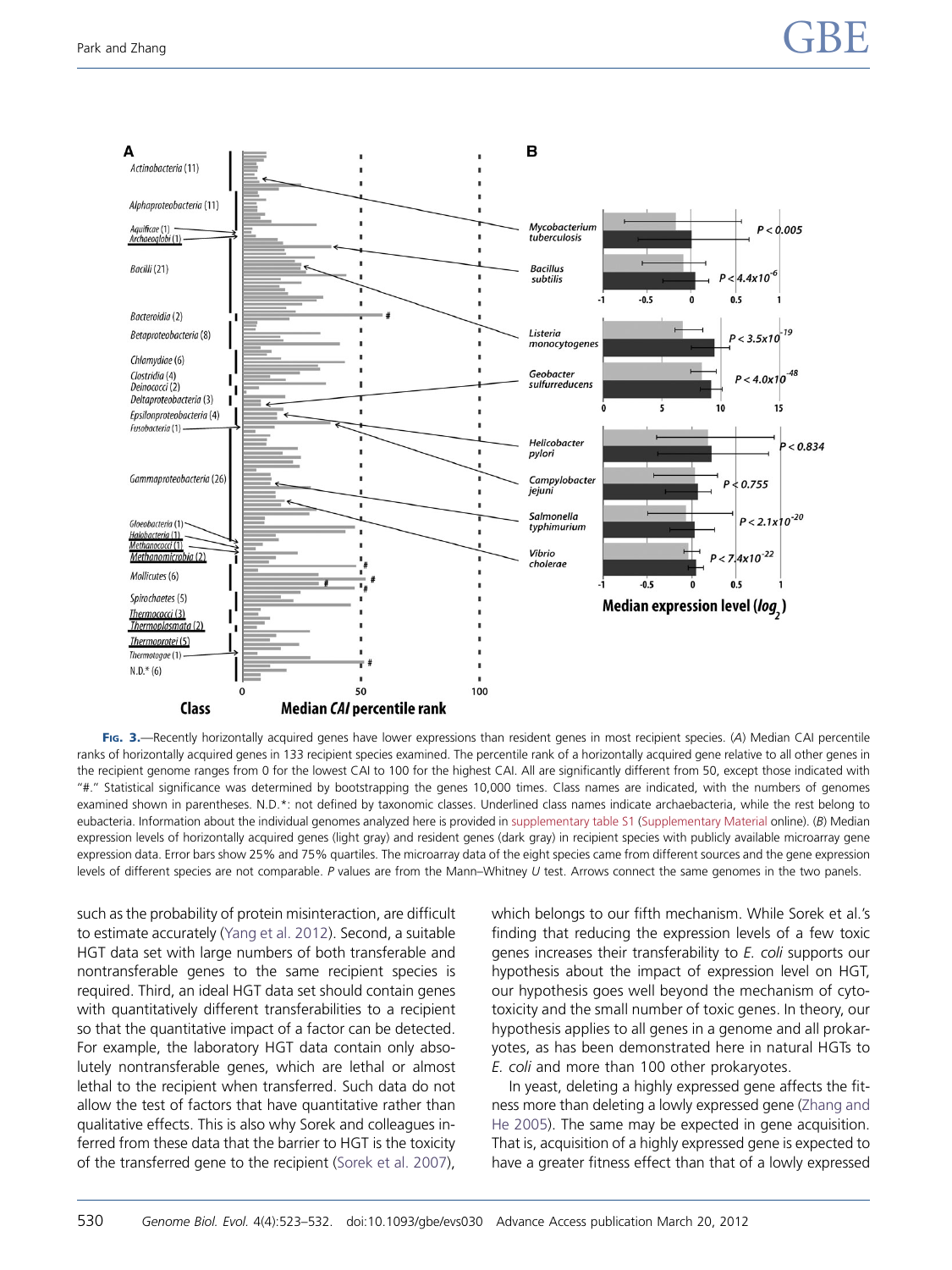FIG. 3.—Recently horizontally acquired genes have lower expressions than resident genes in most recipient species. (A) Median CAI percentile ranks of horizontally acquired genes in 133 recipient species examined. The percentile rank of a horizontally acquired gene relative to all other genes in the recipient genome ranges from 0 for the lowest CAI to 100 for the highest CAI. All are significantly different from 50, except those indicated with "#." Statistical significance was determined by bootstrapping the genes 10,000 times. Class names are indicated, with the numbers of genomes examined shown in parentheses. N.D.*: not defined by taxonomic classes. Underlined class names indicate archaebacteria, while the rest belong to eubacteria. Information about the individual genomes analyzed here is provided in supplementary table S1 (Supplementary Material online). (B) Median expression levels of horizontally acquired genes (light gray) and resident genes (dark gray) in recipient species with publicly available microarray gene expression data. Error bars show 25% and 75% quartiles. The microarray data of the eight species came from different sources and the gene expression levels of different species are not comparable. *P* values are from the Mann–Whitney *U* test. Arrows connect the same genomes in the two panels.

such as the probability of protein misinteraction, are difficult to estimate accurately (Yang et al. 2012). Second, a suitable HGT data set with large numbers of both transferable and nontransferable genes to the same recipient species is required. Third, an ideal HGT data set should contain genes with quantitatively different transferabilities to a recipient so that the quantitative impact of a factor can be detected. For example, the laboratory HGT data contain only absolutely nontransferable genes, which are lethal or almost lethal to the recipient when transferred. Such data do not allow the test of factors that have quantitative rather than qualitative effects. This is also why Sorek and colleagues inferred from these data that the barrier to HGT is the toxicity of the transferred gene to the recipient (Sorek et al. 2007), which belongs to our fifth mechanism. While Sorek et al.'s finding that reducing the expression levels of a few toxic genes increases their transferability to *E. coli* supports our hypothesis about the impact of expression level on HGT, our hypothesis goes well beyond the mechanism of cytotoxicity and the small number of toxic genes. In theory, our hypothesis applies to all genes in a genome and all prokaryotes, as has been demonstrated here in natural HGTs to *E. coli* and more than 100 other prokaryotes.

In yeast, deleting a highly expressed gene affects the fitness more than deleting a lowly expressed gene (Zhang and He 2005). The same may be expected in gene acquisition. That is, acquisition of a highly expressed gene is expected to have a greater fitness effect than that of a lowly expressed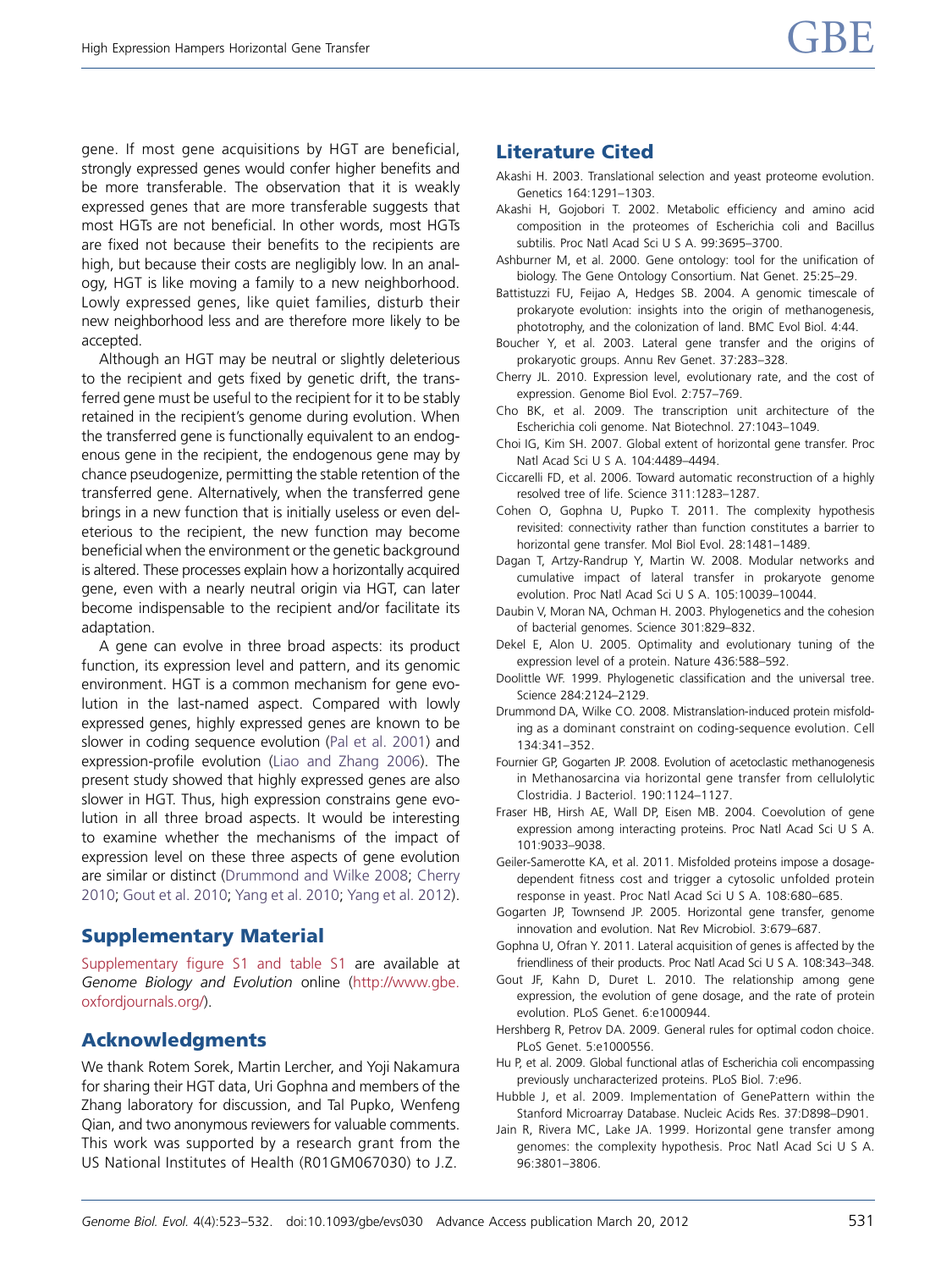gene. If most gene acquisitions by HGT are beneficial, strongly expressed genes would confer higher benefits and be more transferable. The observation that it is weakly expressed genes that are more transferable suggests that most HGTs are not beneficial. In other words, most HGTs are fixed not because their benefits to the recipients are high, but because their costs are negligibly low. In an analogy, HGT is like moving a family to a new neighborhood. Lowly expressed genes, like quiet families, disturb their new neighborhood less and are therefore more likely to be accepted.

Although an HGT may be neutral or slightly deleterious to the recipient and gets fixed by genetic drift, the transferred gene must be useful to the recipient for it to be stably retained in the recipient's genome during evolution. When the transferred gene is functionally equivalent to an endogenous gene in the recipient, the endogenous gene may by chance pseudogenize, permitting the stable retention of the transferred gene. Alternatively, when the transferred gene brings in a new function that is initially useless or even deleterious to the recipient, the new function may become beneficial when the environment or the genetic background is altered. These processes explain how a horizontally acquired gene, even with a nearly neutral origin via HGT, can later become indispensable to the recipient and/or facilitate its adaptation.

A gene can evolve in three broad aspects: its product function, its expression level and pattern, and its genomic environment. HGT is a common mechanism for gene evolution in the last-named aspect. Compared with lowly expressed genes, highly expressed genes are known to be slower in coding sequence evolution (Pal et al. 2001) and expression-profile evolution (Liao and Zhang 2006). The present study showed that highly expressed genes are also slower in HGT. Thus, high expression constrains gene evolution in all three broad aspects. It would be interesting to examine whether the mechanisms of the impact of expression level on these three aspects of gene evolution are similar or distinct (Drummond and Wilke 2008; Cherry 2010; Gout et al. 2010; Yang et al. 2010; Yang et al. 2012).

## Supplementary Material

Supplementary figure S1 and table S1 are available at *Genome Biology and Evolution* online (http://www.gbe.oxfordjournals.org/).

## Acknowledgments

We thank Rotem Sorek, Martin Lercher, and Yoji Nakamura for sharing their HGT data, Uri Gophna and members of the Zhang laboratory for discussion, and Tal Pupko, Wenfeng Qian, and two anonymous reviewers for valuable comments. This work was supported by a research grant from the US National Institutes of Health (R01GM067030) to J.Z.

## Literature Cited

Akashi H. 2003. Translational selection and yeast proteome evolution. Genetics 164:1291–1303.

Akashi H, Gojobori T. 2002. Metabolic efficiency and amino acid composition in the proteomes of Escherichia coli and Bacillus subtilis. Proc Natl Acad Sci U S A. 99:3695–3700.

Ashburner M, et al. 2000. Gene ontology: tool for the unification of biology. The Gene Ontology Consortium. Nat Genet. 25:25–29.

Battistuzzi FU, Feijao A, Hedges SB. 2004. A genomic timescale of prokaryote evolution: insights into the origin of methanogenesis, phototrophy, and the colonization of land. BMC Evol Biol. 4:44.

Boucher Y, et al. 2003. Lateral gene transfer and the origins of prokaryotic groups. Annu Rev Genet. 37:283–328.

Cherry JL. 2010. Expression level, evolutionary rate, and the cost of expression. Genome Biol Evol. 2:757–769.

Cho BK, et al. 2009. The transcription unit architecture of the Escherichia coli genome. Nat Biotechnol. 27:1043–1049.

Choi IG, Kim SH. 2007. Global extent of horizontal gene transfer. Proc Natl Acad Sci U S A. 104:4489–4494.

Ciccarelli FD, et al. 2006. Toward automatic reconstruction of a highly resolved tree of life. Science 311:1283–1287.

Cohen O, Gophna U, Pupko T. 2011. The complexity hypothesis revisited: connectivity rather than function constitutes a barrier to horizontal gene transfer. Mol Biol Evol. 28:1481–1489.

Dagan T, Artzy-Randrup Y, Martin W. 2008. Modular networks and cumulative impact of lateral transfer in prokaryote genome evolution. Proc Natl Acad Sci U S A. 105:10039–10044.

Daubin V, Moran NA, Ochman H. 2003. Phylogenetics and the cohesion of bacterial genomes. Science 301:829–832.

Dekel E, Alon U. 2005. Optimality and evolutionary tuning of the expression level of a protein. Nature 436:588–592.

Doolittle WF. 1999. Phylogenetic classification and the universal tree. Science 284:2124–2129.

Drummond DA, Wilke CO. 2008. Mistranslation-induced protein misfolding as a dominant constraint on coding-sequence evolution. Cell 134:341–352.

Fournier GP, Gogarten JP. 2008. Evolution of acetoclastic methanogenesis in Methanosarcina via horizontal gene transfer from cellulolytic Clostridia. J Bacteriol. 190:1124–1127.

Fraser HB, Hirsh AE, Wall DP, Eisen MB. 2004. Coevolution of gene expression among interacting proteins. Proc Natl Acad Sci U S A. 101:9033–9038.

Geiler-Samerotte KA, et al. 2011. Misfolded proteins impose a dosage-dependent fitness cost and trigger a cytosolic unfolded protein response in yeast. Proc Natl Acad Sci U S A. 108:680–685.

Gogarten JP, Townsend JP. 2005. Horizontal gene transfer, genome innovation and evolution. Nat Rev Microbiol. 3:679–687.

Gophna U, Ofran Y. 2011. Lateral acquisition of genes is affected by the friendliness of their products. Proc Natl Acad Sci U S A. 108:343–348.

Gout JF, Kahn D, Duret L. 2010. The relationship among gene expression, the evolution of gene dosage, and the rate of protein evolution. PLoS Genet. 6:e1000944.

Hershberg R, Petrov DA. 2009. General rules for optimal codon choice. PLoS Genet. 5:e1000556.

Hu P, et al. 2009. Global functional atlas of Escherichia coli encompassing previously uncharacterized proteins. PLoS Biol. 7:e96.

Hubble J, et al. 2009. Implementation of GenePattern within the Stanford Microarray Database. Nucleic Acids Res. 37:D898–D901.

Jain R, Rivera MC, Lake JA. 1999. Horizontal gene transfer among genomes: the complexity hypothesis. Proc Natl Acad Sci U S A. 96:3801–3806.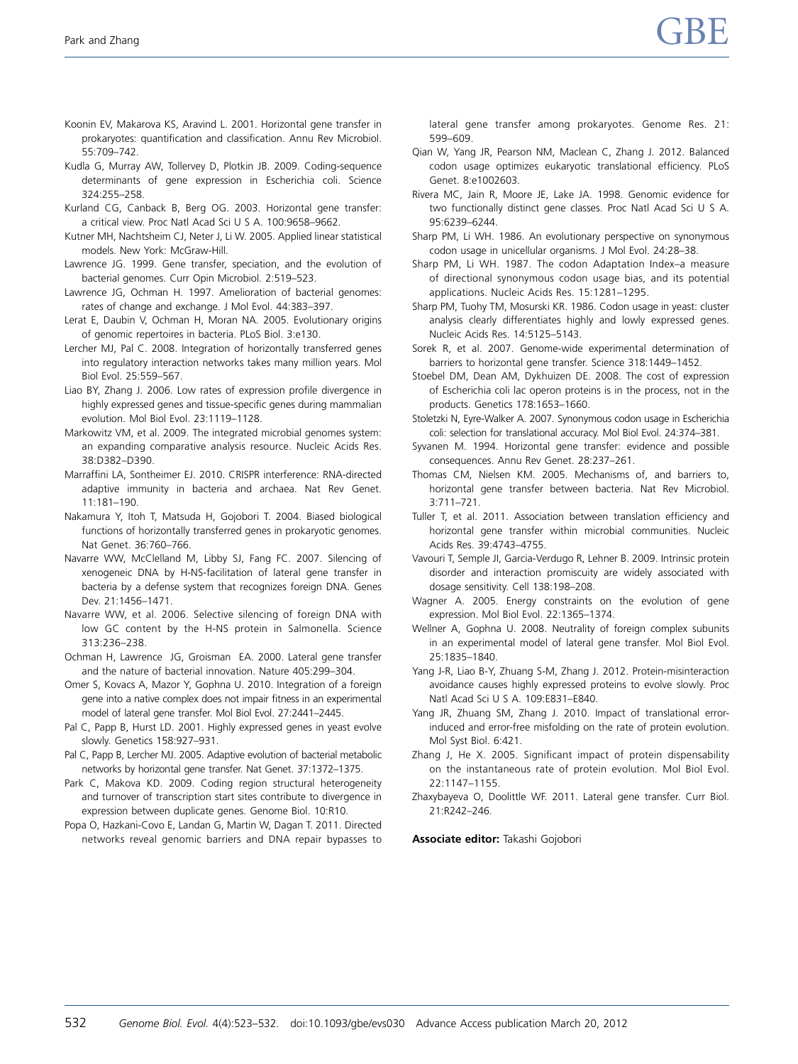Koonin EV, Makarova KS, Aravind L. 2001. Horizontal gene transfer in prokaryotes: quantification and classification. Annu Rev Microbiol. 55:709–742.

Kudla G, Murray AW, Tollervey D, Plotkin JB. 2009. Coding-sequence determinants of gene expression in Escherichia coli. Science 324:255–258.

Kurland CG, Canback B, Berg OG. 2003. Horizontal gene transfer: a critical view. Proc Natl Acad Sci U S A. 100:9658–9662.

Kutner MH, Nachtsheim CJ, Neter J, Li W. 2005. Applied linear statistical models. New York: McGraw-Hill.

Lawrence JG. 1999. Gene transfer, speciation, and the evolution of bacterial genomes. Curr Opin Microbiol. 2:519–523.

Lawrence JG, Ochman H. 1997. Amelioration of bacterial genomes: rates of change and exchange. J Mol Evol. 44:383–397.

Lerat E, Daubin V, Ochman H, Moran NA. 2005. Evolutionary origins of genomic repertoires in bacteria. PLoS Biol. 3:e130.

Lercher MJ, Pal C. 2008. Integration of horizontally transferred genes into regulatory interaction networks takes many million years. Mol Biol Evol. 25:559–567.

Liao BY, Zhang J. 2006. Low rates of expression profile divergence in highly expressed genes and tissue-specific genes during mammalian evolution. Mol Biol Evol. 23:1119–1128.

Markowitz VM, et al. 2009. The integrated microbial genomes system: an expanding comparative analysis resource. Nucleic Acids Res. 38:D382–D390.

Marraffini LA, Sontheimer EJ. 2010. CRISPR interference: RNA-directed adaptive immunity in bacteria and archaea. Nat Rev Genet. 11:181–190.

Nakamura Y, Itoh T, Matsuda H, Gojobori T. 2004. Biased biological functions of horizontally transferred genes in prokaryotic genomes. Nat Genet. 36:760–766.

Navarre WW, McClelland M, Libby SJ, Fang FC. 2007. Silencing of xenogeneic DNA by H-NS-facilitation of lateral gene transfer in bacteria by a defense system that recognizes foreign DNA. Genes Dev. 21:1456–1471.

Navarre WW, et al. 2006. Selective silencing of foreign DNA with low GC content by the H-NS protein in Salmonella. Science 313:236–238.

Ochman H, Lawrence JG, Groisman EA. 2000. Lateral gene transfer and the nature of bacterial innovation. Nature 405:299–304.

Omer S, Kovacs A, Mazor Y, Gophna U. 2010. Integration of a foreign gene into a native complex does not impair fitness in an experimental model of lateral gene transfer. Mol Biol Evol. 27:2441–2445.

Pal C, Papp B, Hurst LD. 2001. Highly expressed genes in yeast evolve slowly. Genetics 158:927–931.

Pal C, Papp B, Lercher MJ. 2005. Adaptive evolution of bacterial metabolic networks by horizontal gene transfer. Nat Genet. 37:1372–1375.

Park C, Makova KD. 2009. Coding region structural heterogeneity and turnover of transcription start sites contribute to divergence in expression between duplicate genes. Genome Biol. 10:R10.

Popa O, Hazkani-Covo E, Landan G, Martin W, Dagan T. 2011. Directed networks reveal genomic barriers and DNA repair bypasses to lateral gene transfer among prokaryotes. Genome Res. 21:599–609.

Qian W, Yang JR, Pearson NM, Maclean C, Zhang J. 2012. Balanced codon usage optimizes eukaryotic translational efficiency. PLoS Genet. 8:e1002603.

Rivera MC, Jain R, Moore JE, Lake JA. 1998. Genomic evidence for two functionally distinct gene classes. Proc Natl Acad Sci U S A. 95:6239–6244.

Sharp PM, Li WH. 1986. An evolutionary perspective on synonymous codon usage in unicellular organisms. J Mol Evol. 24:28–38.

Sharp PM, Li WH. 1987. The codon Adaptation Index–a measure of directional synonymous codon usage bias, and its potential applications. Nucleic Acids Res. 15:1281–1295.

Sharp PM, Tuohy TM, Mosurski KR. 1986. Codon usage in yeast: cluster analysis clearly differentiates highly and lowly expressed genes. Nucleic Acids Res. 14:5125–5143.

Sorek R, et al. 2007. Genome-wide experimental determination of barriers to horizontal gene transfer. Science 318:1449–1452.

Stoebel DM, Dean AM, Dykhuizen DE. 2008. The cost of expression of Escherichia coli lac operon proteins is in the process, not in the products. Genetics 178:1653–1660.

Stoletzki N, Eyre-Walker A. 2007. Synonymous codon usage in Escherichia coli: selection for translational accuracy. Mol Biol Evol. 24:374–381.

Syvanen M. 1994. Horizontal gene transfer: evidence and possible consequences. Annu Rev Genet. 28:237–261.

Thomas CM, Nielsen KM. 2005. Mechanisms of, and barriers to, horizontal gene transfer between bacteria. Nat Rev Microbiol. 3:711–721.

Tuller T, et al. 2011. Association between translation efficiency and horizontal gene transfer within microbial communities. Nucleic Acids Res. 39:4743–4755.

Vavouri T, Semple JI, Garcia-Verdugo R, Lehner B. 2009. Intrinsic protein disorder and interaction promiscuity are widely associated with dosage sensitivity. Cell 138:198–208.

Wagner A. 2005. Energy constraints on the evolution of gene expression. Mol Biol Evol. 22:1365–1374.

Wellner A, Gophna U. 2008. Neutrality of foreign complex subunits in an experimental model of lateral gene transfer. Mol Biol Evol. 25:1835–1840.

Yang J-R, Liao B-Y, Zhuang S-M, Zhang J. 2012. Protein-misinteraction avoidance causes highly expressed proteins to evolve slowly. Proc Natl Acad Sci U S A. 109:E831–E840.

Yang JR, Zhuang SM, Zhang J. 2010. Impact of translational error-induced and error-free misfolding on the rate of protein evolution. Mol Syst Biol. 6:421.

Zhang J, He X. 2005. Significant impact of protein dispensability on the instantaneous rate of protein evolution. Mol Biol Evol. 22:1147–1155.

Zhaxybayeva O, Doolittle WF. 2011. Lateral gene transfer. Curr Biol. 21:R242–246.

**Associate editor:** Takashi Gojobori